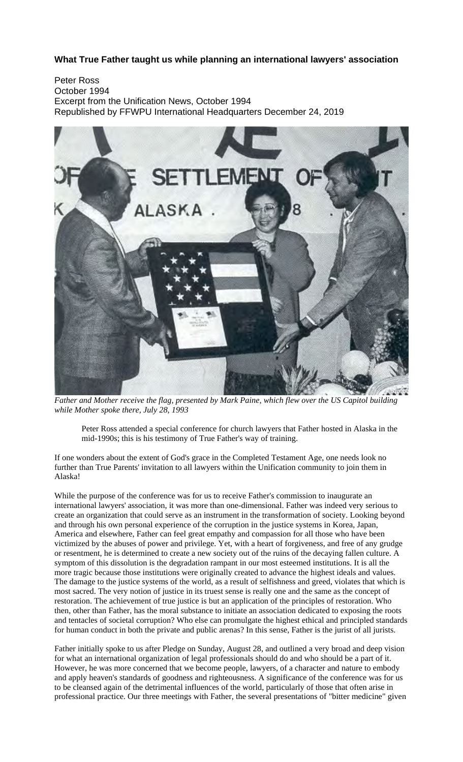**What True Father taught us while planning an international lawyers' association**

Peter Ross
October 1994
Excerpt from the Unification News, October 1994
Republished by FFWPU International Headquarters December 24, 2019

*Father and Mother receive the flag, presented by Mark Paine, which flew over the US Capitol building while Mother spoke there, July 28, 1993*

> Peter Ross attended a special conference for church lawyers that Father hosted in Alaska in the mid-1990s; this is his testimony of True Father's way of training.

If one wonders about the extent of God's grace in the Completed Testament Age, one needs look no further than True Parents' invitation to all lawyers within the Unification community to join them in Alaska!

While the purpose of the conference was for us to receive Father's commission to inaugurate an international lawyers' association, it was more than one-dimensional. Father was indeed very serious to create an organization that could serve as an instrument in the transformation of society. Looking beyond and through his own personal experience of the corruption in the justice systems in Korea, Japan, America and elsewhere, Father can feel great empathy and compassion for all those who have been victimized by the abuses of power and privilege. Yet, with a heart of forgiveness, and free of any grudge or resentment, he is determined to create a new society out of the ruins of the decaying fallen culture. A symptom of this dissolution is the degradation rampant in our most esteemed institutions. It is all the more tragic because those institutions were originally created to advance the highest ideals and values. The damage to the justice systems of the world, as a result of selfishness and greed, violates that which is most sacred. The very notion of justice in its truest sense is really one and the same as the concept of restoration. The achievement of true justice is but an application of the principles of restoration. Who then, other than Father, has the moral substance to initiate an association dedicated to exposing the roots and tentacles of societal corruption? Who else can promulgate the highest ethical and principled standards for human conduct in both the private and public arenas? In this sense, Father is the jurist of all jurists.

Father initially spoke to us after Pledge on Sunday, August 28, and outlined a very broad and deep vision for what an international organization of legal professionals should do and who should be a part of it. However, he was more concerned that we become people, lawyers, of a character and nature to embody and apply heaven's standards of goodness and righteousness. A significance of the conference was for us to be cleansed again of the detrimental influences of the world, particularly of those that often arise in professional practice. Our three meetings with Father, the several presentations of "bitter medicine" given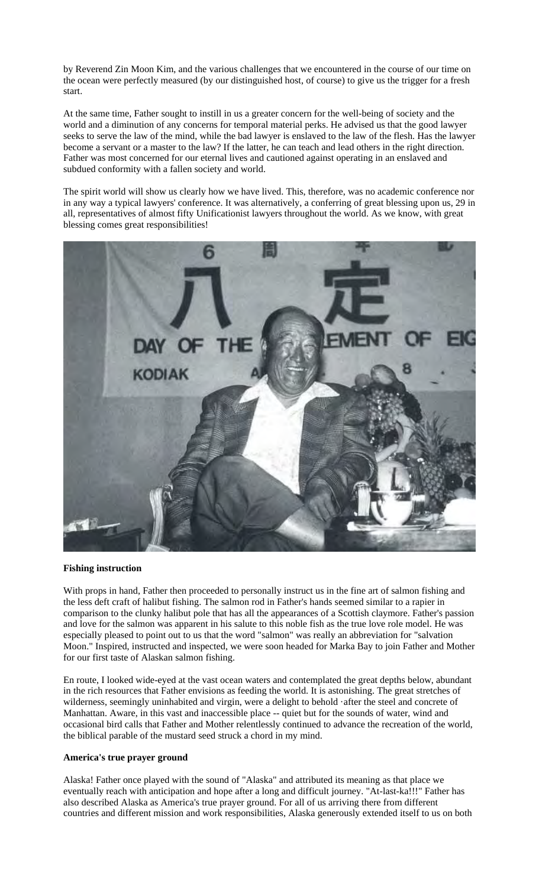by Reverend Zin Moon Kim, and the various challenges that we encountered in the course of our time on the ocean were perfectly measured (by our distinguished host, of course) to give us the trigger for a fresh start.

At the same time, Father sought to instill in us a greater concern for the well-being of society and the world and a diminution of any concerns for temporal material perks. He advised us that the good lawyer seeks to serve the law of the mind, while the bad lawyer is enslaved to the law of the flesh. Has the lawyer become a servant or a master to the law? If the latter, he can teach and lead others in the right direction. Father was most concerned for our eternal lives and cautioned against operating in an enslaved and subdued conformity with a fallen society and world.

The spirit world will show us clearly how we have lived. This, therefore, was no academic conference nor in any way a typical lawyers' conference. It was alternatively, a conferring of great blessing upon us, 29 in all, representatives of almost fifty Unificationist lawyers throughout the world. As we know, with great blessing comes great responsibilities!

**Fishing instruction**

With props in hand, Father then proceeded to personally instruct us in the fine art of salmon fishing and the less deft craft of halibut fishing. The salmon rod in Father's hands seemed similar to a rapier in comparison to the clunky halibut pole that has all the appearances of a Scottish claymore. Father's passion and love for the salmon was apparent in his salute to this noble fish as the true love role model. He was especially pleased to point out to us that the word "salmon" was really an abbreviation for "salvation Moon." Inspired, instructed and inspected, we were soon headed for Marka Bay to join Father and Mother for our first taste of Alaskan salmon fishing.

En route, I looked wide-eyed at the vast ocean waters and contemplated the great depths below, abundant in the rich resources that Father envisions as feeding the world. It is astonishing. The great stretches of wilderness, seemingly uninhabited and virgin, were a delight to behold ·after the steel and concrete of Manhattan. Aware, in this vast and inaccessible place -- quiet but for the sounds of water, wind and occasional bird calls that Father and Mother relentlessly continued to advance the recreation of the world, the biblical parable of the mustard seed struck a chord in my mind.

**America's true prayer ground**

Alaska! Father once played with the sound of "Alaska" and attributed its meaning as that place we eventually reach with anticipation and hope after a long and difficult journey. "At-last-ka!!!" Father has also described Alaska as America's true prayer ground. For all of us arriving there from different countries and different mission and work responsibilities, Alaska generously extended itself to us on both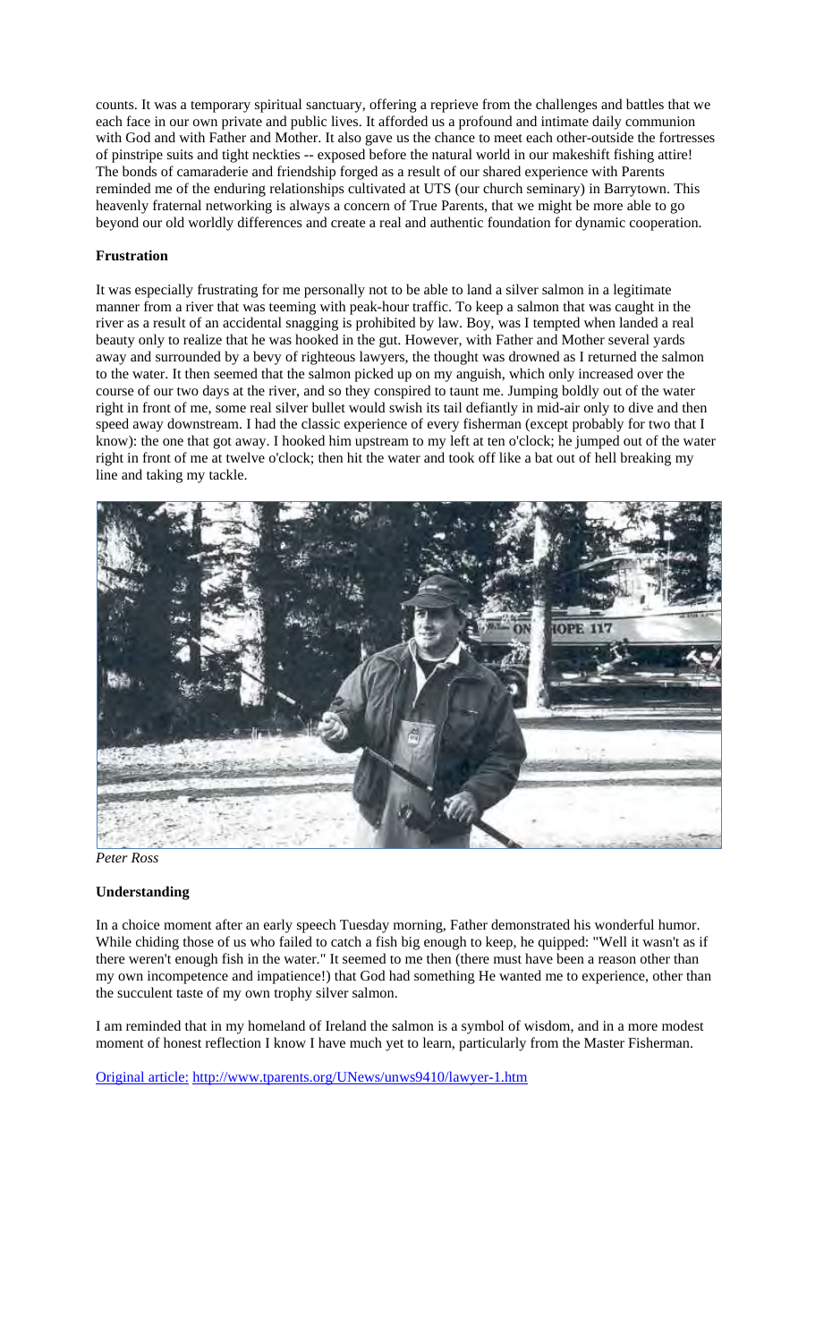counts. It was a temporary spiritual sanctuary, offering a reprieve from the challenges and battles that we each face in our own private and public lives. It afforded us a profound and intimate daily communion with God and with Father and Mother. It also gave us the chance to meet each other-outside the fortresses of pinstripe suits and tight neckties -- exposed before the natural world in our makeshift fishing attire! The bonds of camaraderie and friendship forged as a result of our shared experience with Parents reminded me of the enduring relationships cultivated at UTS (our church seminary) in Barrytown. This heavenly fraternal networking is always a concern of True Parents, that we might be more able to go beyond our old worldly differences and create a real and authentic foundation for dynamic cooperation.

**Frustration**

It was especially frustrating for me personally not to be able to land a silver salmon in a legitimate manner from a river that was teeming with peak-hour traffic. To keep a salmon that was caught in the river as a result of an accidental snagging is prohibited by law. Boy, was I tempted when landed a real beauty only to realize that he was hooked in the gut. However, with Father and Mother several yards away and surrounded by a bevy of righteous lawyers, the thought was drowned as I returned the salmon to the water. It then seemed that the salmon picked up on my anguish, which only increased over the course of our two days at the river, and so they conspired to taunt me. Jumping boldly out of the water right in front of me, some real silver bullet would swish its tail defiantly in mid-air only to dive and then speed away downstream. I had the classic experience of every fisherman (except probably for two that I know): the one that got away. I hooked him upstream to my left at ten o'clock; he jumped out of the water right in front of me at twelve o'clock; then hit the water and took off like a bat out of hell breaking my line and taking my tackle.

*Peter Ross*

**Understanding**

In a choice moment after an early speech Tuesday morning, Father demonstrated his wonderful humor. While chiding those of us who failed to catch a fish big enough to keep, he quipped: "Well it wasn't as if there weren't enough fish in the water." It seemed to me then (there must have been a reason other than my own incompetence and impatience!) that God had something He wanted me to experience, other than the succulent taste of my own trophy silver salmon.

I am reminded that in my homeland of Ireland the salmon is a symbol of wisdom, and in a more modest moment of honest reflection I know I have much yet to learn, particularly from the Master Fisherman.

Original article: http://www.tparents.org/UNews/unws9410/lawyer-1.htm